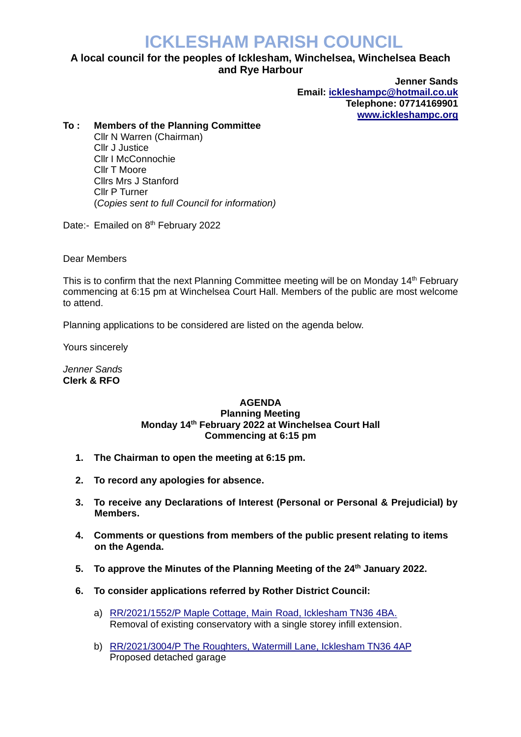# ICKLESHAM PARISH COUNCIL

**A local council for the peoples of Icklesham, Winchelsea, Winchelsea Beach and Rye Harbour**

**Jenner Sands**
**Email: [ickleshampc@hotmail.co.uk](mailto:ickleshampc@hotmail.co.uk)**
**Telephone: 07714169901**
**[www.ickleshampc.org](http://www.ickleshampc.org)**

**To : Members of the Planning Committee**
Cllr N Warren (Chairman)
Cllr J Justice
Cllr I McConnochie
Cllr T Moore
Cllrs Mrs J Stanford
Cllr P Turner
(*Copies sent to full Council for information)*

Date:- Emailed on 8th February 2022

Dear Members

This is to confirm that the next Planning Committee meeting will be on Monday 14th February commencing at 6:15 pm at Winchelsea Court Hall. Members of the public are most welcome to attend.

Planning applications to be considered are listed on the agenda below.

Yours sincerely

*Jenner Sands*
**Clerk & RFO**

## AGENDA
### Planning Meeting
### Monday 14th February 2022 at Winchelsea Court Hall
### Commencing at 6:15 pm

1. **The Chairman to open the meeting at 6:15 pm.**
2. **To record any apologies for absence.**
3. **To receive any Declarations of Interest (Personal or Personal & Prejudicial) by Members.**
4. **Comments or questions from members of the public present relating to items on the Agenda.**
5. **To approve the Minutes of the Planning Meeting of the 24th January 2022.**
6. **To consider applications referred by Rother District Council:**
   a) RR/2021/1552/P Maple Cottage, Main Road, Icklesham TN36 4BA.
      Removal of existing conservatory with a single storey infill extension.
   b) RR/2021/3004/P The Roughters, Watermill Lane, Icklesham TN36 4AP
      Proposed detached garage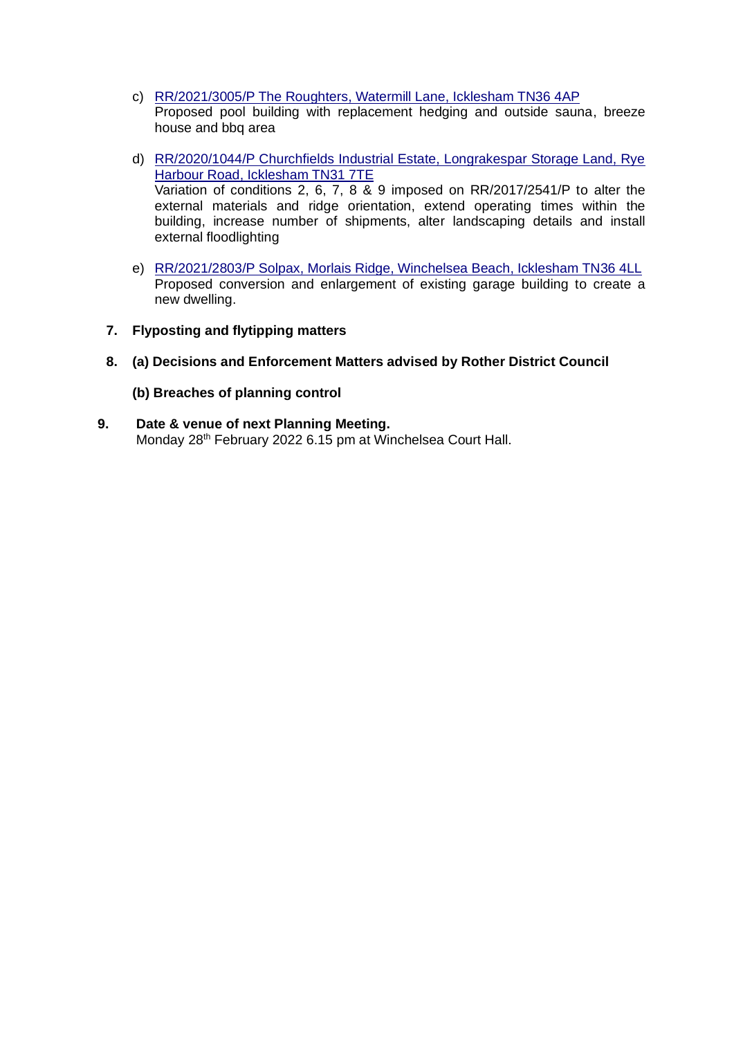c) RR/2021/3005/P The Roughters, Watermill Lane, Icklesham TN36 4AP
   Proposed pool building with replacement hedging and outside sauna, breeze house and bbq area

d) RR/2020/1044/P Churchfields Industrial Estate, Longrakespar Storage Land, Rye Harbour Road, Icklesham TN31 7TE
   Variation of conditions 2, 6, 7, 8 & 9 imposed on RR/2017/2541/P to alter the external materials and ridge orientation, extend operating times within the building, increase number of shipments, alter landscaping details and install external floodlighting

e) RR/2021/2803/P Solpax, Morlais Ridge, Winchelsea Beach, Icklesham TN36 4LL
   Proposed conversion and enlargement of existing garage building to create a new dwelling.

**7. Flyposting and flytipping matters**

**8. (a) Decisions and Enforcement Matters advised by Rother District Council**

**(b) Breaches of planning control**

**9. Date & venue of next Planning Meeting.**
Monday 28th February 2022 6.15 pm at Winchelsea Court Hall.